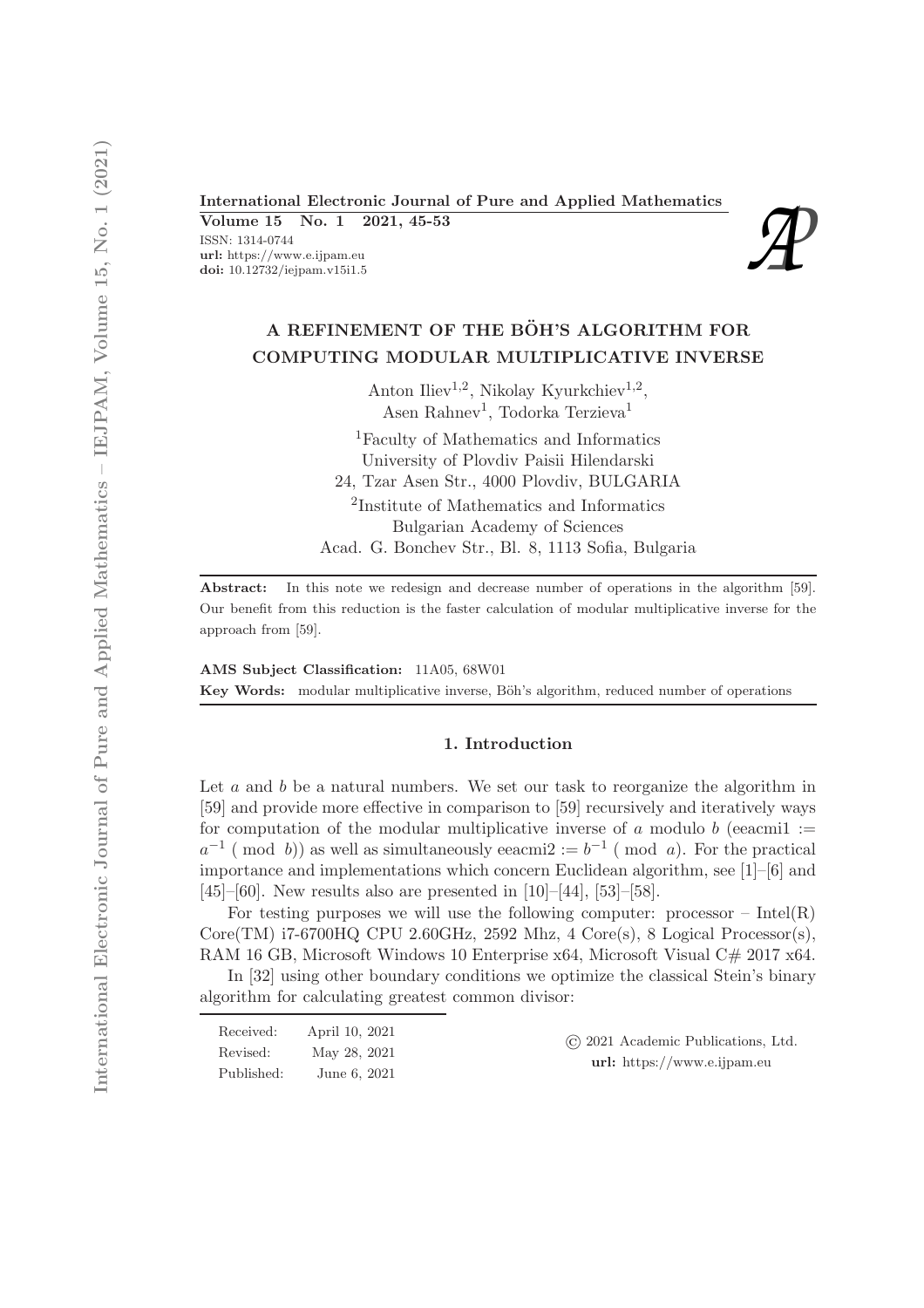# A REFINEMENT OF THE BÖH'S ALGORITHM FOR COMPUTING MODULAR MULTIPLICATIVE INVERSE

Anton Iliev[1,2], Nikolay Kyurkchiev[1,2], Asen Rahnev[1], Todorka Terzieva[1]

[1]Faculty of Mathematics and Informatics
University of Plovdiv Paisii Hilendarski
24, Tzar Asen Str., 4000 Plovdiv, BULGARIA

[2]Institute of Mathematics and Informatics
Bulgarian Academy of Sciences
Acad. G. Bonchev Str., Bl. 8, 1113 Sofia, Bulgaria

**Abstract:** In this note we redesign and decrease number of operations in the algorithm [59]. Our benefit from this reduction is the faster calculation of modular multiplicative inverse for the approach from [59].

**AMS Subject Classification:** 11A05, 68W01

**Key Words:** modular multiplicative inverse, Böh's algorithm, reduced number of operations

## 1. Introduction

Let $a$ and $b$ be a natural numbers. We set our task to reorganize the algorithm in [59] and provide more effective in comparison to [59] recursively and iteratively ways for computation of the modular multiplicative inverse of $a$ modulo $b$ (eeacmi1 := $a^{-1} \pmod{b}$) as well as simultaneously eeacmi2 := $b^{-1} \pmod{a}$. For the practical importance and implementations which concern Euclidean algorithm, see [1]–[6] and [45]–[60]. New results also are presented in [10]–[44], [53]–[58].

For testing purposes we will use the following computer: processor – Intel(R) Core(TM) i7-6700HQ CPU 2.60GHz, 2592 Mhz, 4 Core(s), 8 Logical Processor(s), RAM 16 GB, Microsoft Windows 10 Enterprise x64, Microsoft Visual C# 2017 x64.

In [32] using other boundary conditions we optimize the classical Stein's binary algorithm for calculating greatest common divisor:

Received: April 10, 2021
Revised: May 28, 2021
Published: June 6, 2021

© 2021 Academic Publications, Ltd.
**url:** https://www.e.ijpam.eu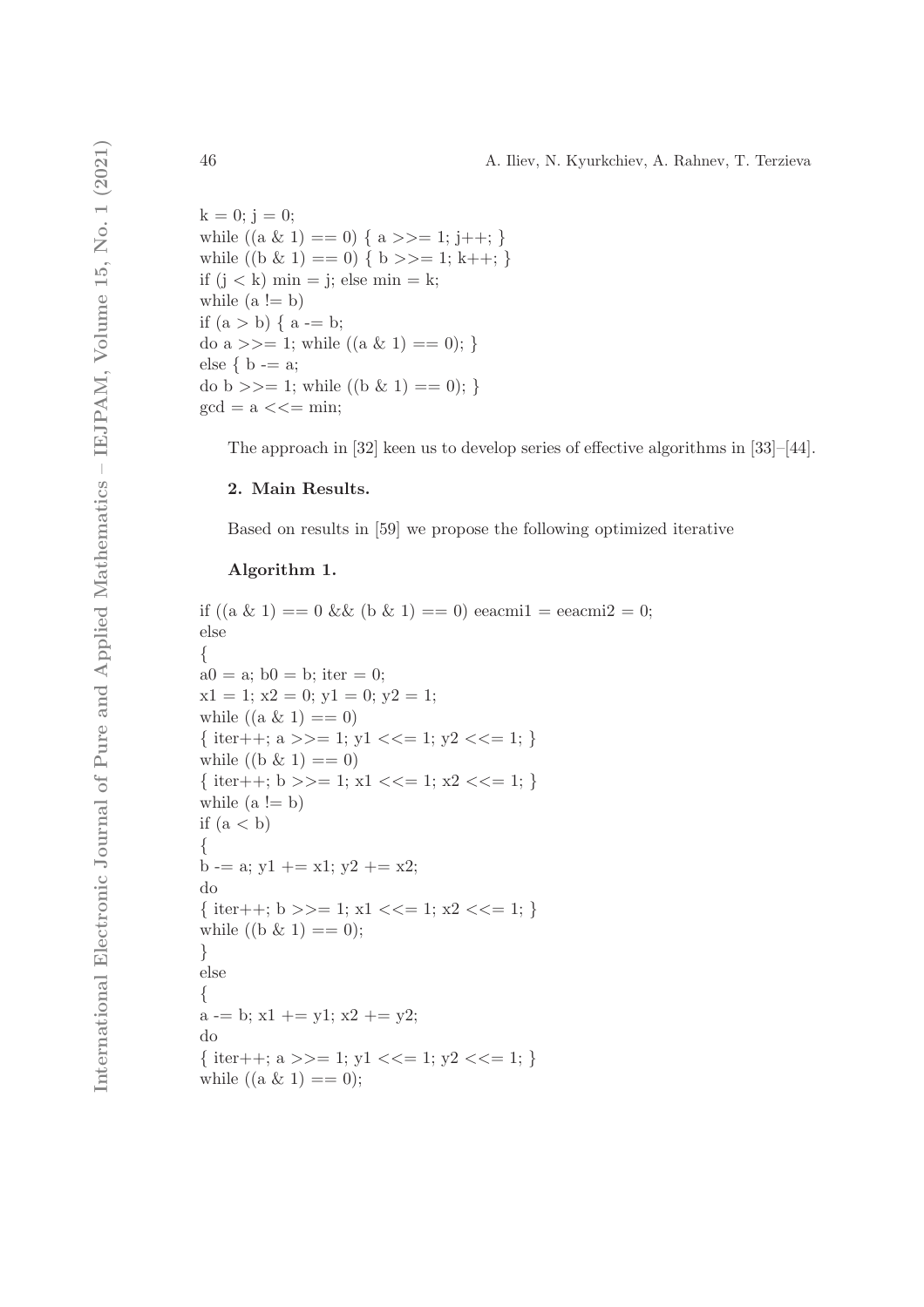```
k = 0; j = 0;
while ((a & 1) == 0) { a >>= 1; j++; }
while ((b & 1) == 0) { b >>= 1; k++; }
if (j < k) min = j; else min = k;
while (a != b)
if (a > b) { a -= b;
do a >>= 1; while ((a & 1) == 0); }
else { b -= a;
do b >>= 1; while ((b & 1) == 0); }
gcd = a <<= min;
```

The approach in [32] keen us to develop series of effective algorithms in [33]–[44].

**2. Main Results.**

Based on results in [59] we propose the following optimized iterative

**Algorithm 1.**

```
if ((a & 1) == 0 && (b & 1) == 0) eeacmi1 = eeacmi2 = 0;
else
{
a0 = a; b0 = b; iter = 0;
x1 = 1; x2 = 0; y1 = 0; y2 = 1;
while ((a & 1) == 0)
{ iter++; a >>= 1; y1 <<= 1; y2 <<= 1; }
while ((b & 1) == 0)
{ iter++; b >>= 1; x1 <<= 1; x2 <<= 1; }
while (a != b)
if (a < b)
{
b -= a; y1 += x1; y2 += x2;
do
{ iter++; b >>= 1; x1 <<= 1; x2 <<= 1; }
while ((b & 1) == 0);
}
else
{
a -= b; x1 += y1; x2 += y2;
do
{ iter++; a >>= 1; y1 <<= 1; y2 <<= 1; }
while ((a & 1) == 0);
```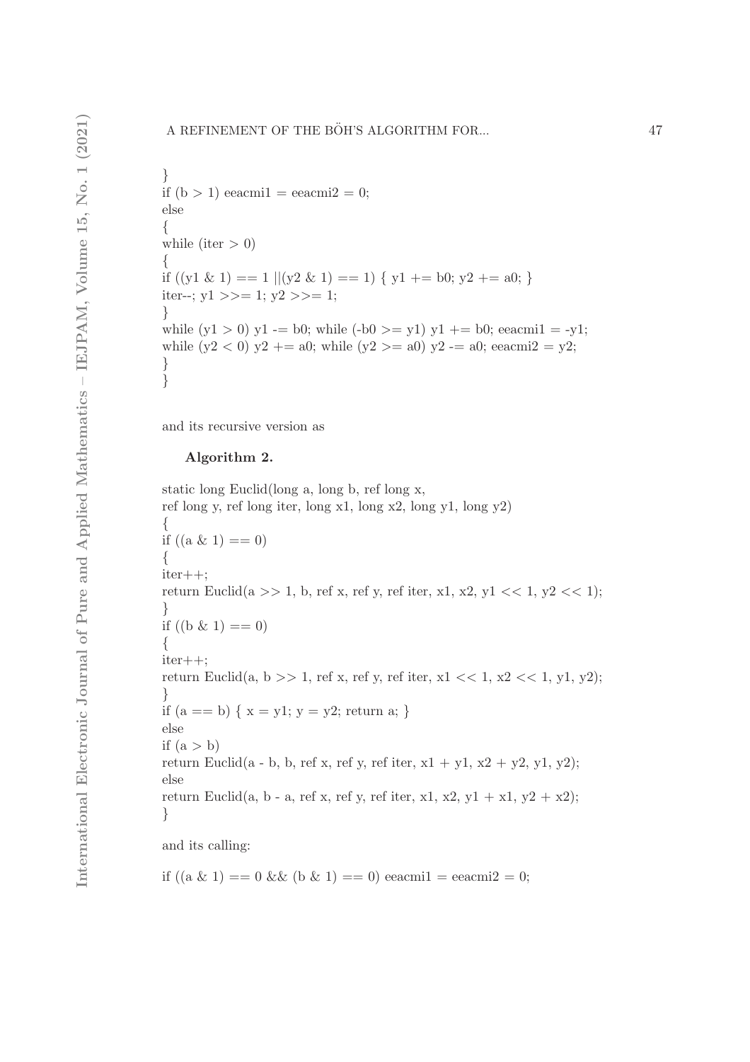```
}
if (b > 1) eeacmi1 = eeacmi2 = 0;
else
{
while (iter > 0)
{
if ((y1 & 1) == 1 ||(y2 & 1) == 1) { y1 += b0; y2 += a0; }
iter--; y1 >>= 1; y2 >>= 1;
}
while (y1 > 0) y1 -= b0; while (-b0 >= y1) y1 += b0; eeacmi1 = -y1;
while (y2 < 0) y2 += a0; while (y2 >= a0) y2 -= a0; eeacmi2 = y2;
}
}
```

and its recursive version as

**Algorithm 2.**

```
static long Euclid(long a, long b, ref long x,
ref long y, ref long iter, long x1, long x2, long y1, long y2)
{
if ((a & 1) == 0)
{
iter++;
return Euclid(a >> 1, b, ref x, ref y, ref iter, x1, x2, y1 << 1, y2 << 1);
}
if ((b & 1) == 0)
{
iter++;
return Euclid(a, b >> 1, ref x, ref y, ref iter, x1 << 1, x2 << 1, y1, y2);
}
if (a == b) { x = y1; y = y2; return a; }
else
if (a > b)
return Euclid(a - b, b, ref x, ref y, ref iter, x1 + y1, x2 + y2, y1, y2);
else
return Euclid(a, b - a, ref x, ref y, ref iter, x1, x2, y1 + x1, y2 + x2);
}
```

and its calling:

```
if ((a & 1) == 0 && (b & 1) == 0) eeacmi1 = eeacmi2 = 0;
```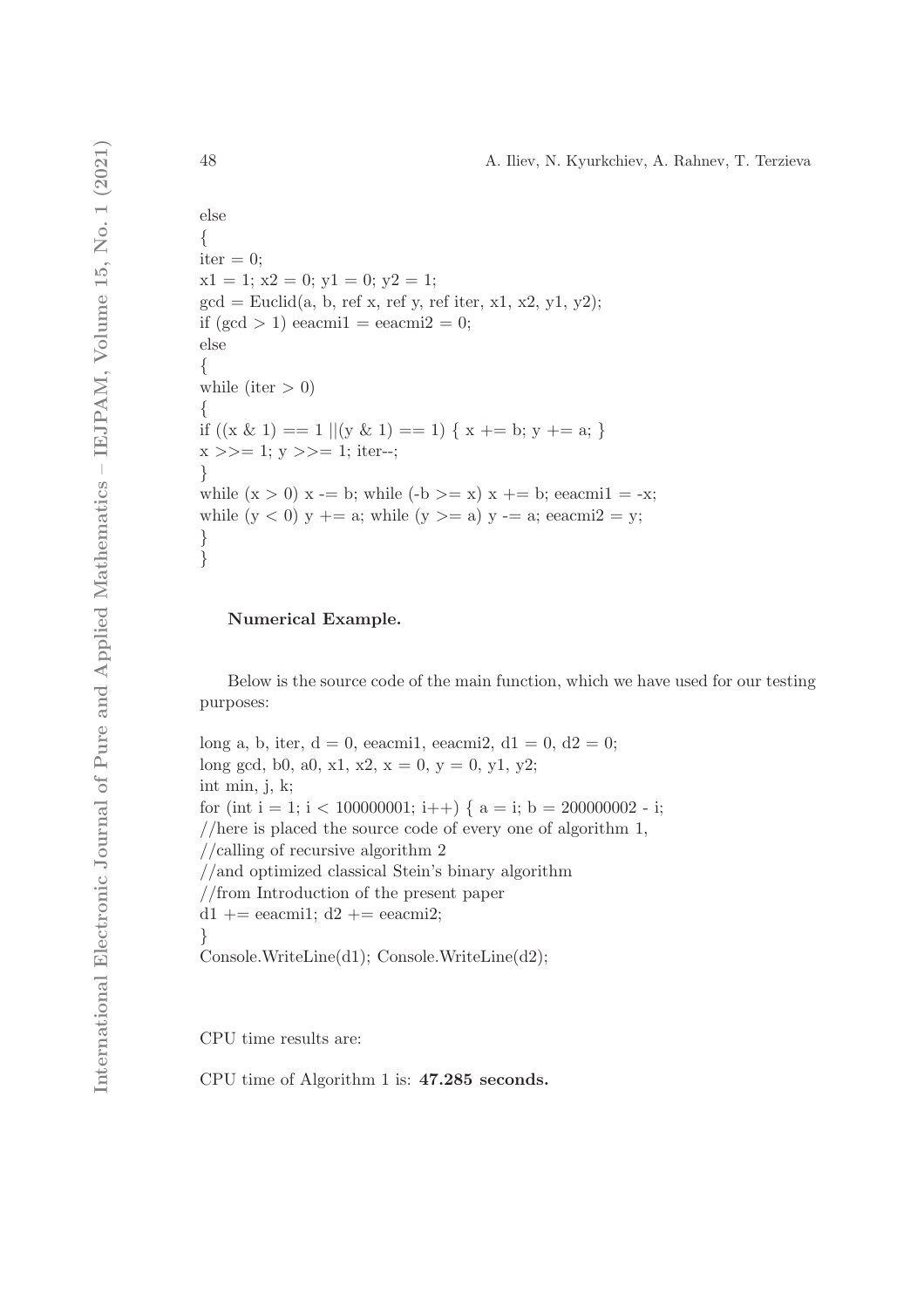```
else
{
iter = 0;
x1 = 1; x2 = 0; y1 = 0; y2 = 1;
gcd = Euclid(a, b, ref x, ref y, ref iter, x1, x2, y1, y2);
if (gcd > 1) eeacmi1 = eeacmi2 = 0;
else
{
while (iter > 0)
{
if ((x & 1) == 1 ||(y & 1) == 1) { x += b; y += a; }
x >>= 1; y >>= 1; iter--;
}
while (x > 0) x -= b; while (-b >= x) x += b; eeacmi1 = -x;
while (y < 0) y += a; while (y >= a) y -= a; eeacmi2 = y;
}
}
```

**Numerical Example.**

Below is the source code of the main function, which we have used for our testing purposes:

```
long a, b, iter, d = 0, eeacmi1, eeacmi2, d1 = 0, d2 = 0;
long gcd, b0, a0, x1, x2, x = 0, y = 0, y1, y2;
int min, j, k;
for (int i = 1; i < 100000001; i++) { a = i; b = 200000002 - i;
//here is placed the source code of every one of algorithm 1,
//calling of recursive algorithm 2
//and optimized classical Stein's binary algorithm
//from Introduction of the present paper
d1 += eeacmi1; d2 += eeacmi2;
}
Console.WriteLine(d1); Console.WriteLine(d2);
```

CPU time results are:

CPU time of Algorithm 1 is: **47.285 seconds.**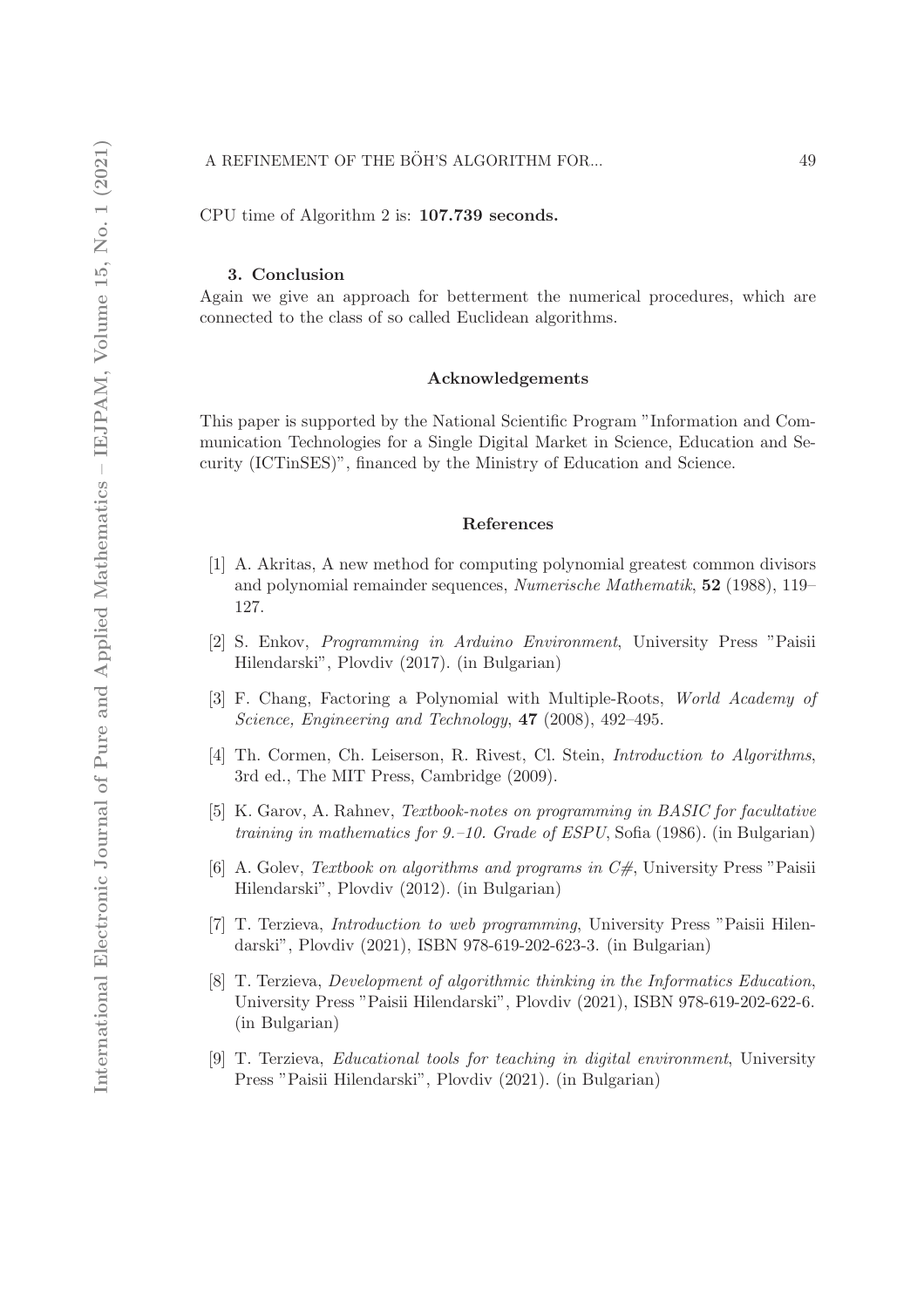CPU time of Algorithm 2 is: **107.739 seconds.**

## 3. Conclusion

Again we give an approach for betterment the numerical procedures, which are connected to the class of so called Euclidean algorithms.

## Acknowledgements

This paper is supported by the National Scientific Program "Information and Communication Technologies for a Single Digital Market in Science, Education and Security (ICTinSES)", financed by the Ministry of Education and Science.

## References

[1] A. Akritas, A new method for computing polynomial greatest common divisors and polynomial remainder sequences, *Numerische Mathematik*, **52** (1988), 119–127.

[2] S. Enkov, *Programming in Arduino Environment*, University Press "Paisii Hilendarski", Plovdiv (2017). (in Bulgarian)

[3] F. Chang, Factoring a Polynomial with Multiple-Roots, *World Academy of Science, Engineering and Technology*, **47** (2008), 492–495.

[4] Th. Cormen, Ch. Leiserson, R. Rivest, Cl. Stein, *Introduction to Algorithms*, 3rd ed., The MIT Press, Cambridge (2009).

[5] K. Garov, A. Rahnev, *Textbook-notes on programming in BASIC for facultative training in mathematics for 9.–10. Grade of ESPU*, Sofia (1986). (in Bulgarian)

[6] A. Golev, *Textbook on algorithms and programs in C#*, University Press "Paisii Hilendarski", Plovdiv (2012). (in Bulgarian)

[7] T. Terzieva, *Introduction to web programming*, University Press "Paisii Hilendarski", Plovdiv (2021), ISBN 978-619-202-623-3. (in Bulgarian)

[8] T. Terzieva, *Development of algorithmic thinking in the Informatics Education*, University Press "Paisii Hilendarski", Plovdiv (2021), ISBN 978-619-202-622-6. (in Bulgarian)

[9] T. Terzieva, *Educational tools for teaching in digital environment*, University Press "Paisii Hilendarski", Plovdiv (2021). (in Bulgarian)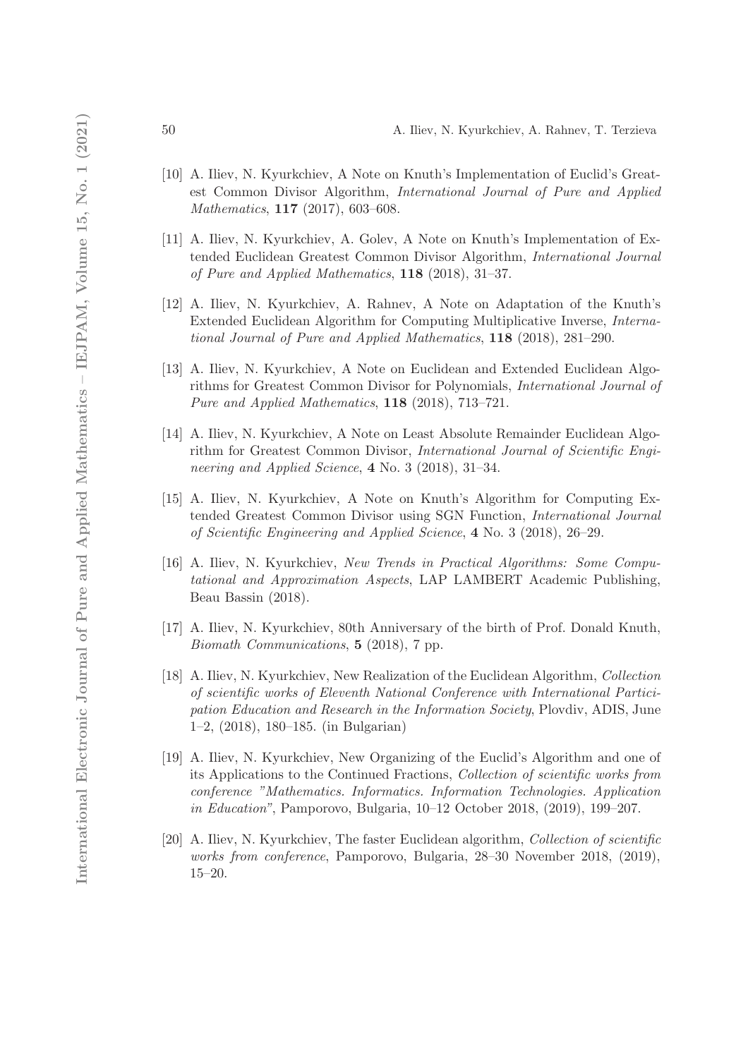[10] A. Iliev, N. Kyurkchiev, A Note on Knuth's Implementation of Euclid's Greatest Common Divisor Algorithm, *International Journal of Pure and Applied Mathematics*, **117** (2017), 603–608.

[11] A. Iliev, N. Kyurkchiev, A. Golev, A Note on Knuth's Implementation of Extended Euclidean Greatest Common Divisor Algorithm, *International Journal of Pure and Applied Mathematics*, **118** (2018), 31–37.

[12] A. Iliev, N. Kyurkchiev, A. Rahnev, A Note on Adaptation of the Knuth's Extended Euclidean Algorithm for Computing Multiplicative Inverse, *International Journal of Pure and Applied Mathematics*, **118** (2018), 281–290.

[13] A. Iliev, N. Kyurkchiev, A Note on Euclidean and Extended Euclidean Algorithms for Greatest Common Divisor for Polynomials, *International Journal of Pure and Applied Mathematics*, **118** (2018), 713–721.

[14] A. Iliev, N. Kyurkchiev, A Note on Least Absolute Remainder Euclidean Algorithm for Greatest Common Divisor, *International Journal of Scientific Engineering and Applied Science*, **4** No. 3 (2018), 31–34.

[15] A. Iliev, N. Kyurkchiev, A Note on Knuth's Algorithm for Computing Extended Greatest Common Divisor using SGN Function, *International Journal of Scientific Engineering and Applied Science*, **4** No. 3 (2018), 26–29.

[16] A. Iliev, N. Kyurkchiev, *New Trends in Practical Algorithms: Some Computational and Approximation Aspects*, LAP LAMBERT Academic Publishing, Beau Bassin (2018).

[17] A. Iliev, N. Kyurkchiev, 80th Anniversary of the birth of Prof. Donald Knuth, *Biomath Communications*, **5** (2018), 7 pp.

[18] A. Iliev, N. Kyurkchiev, New Realization of the Euclidean Algorithm, *Collection of scientific works of Eleventh National Conference with International Participation Education and Research in the Information Society*, Plovdiv, ADIS, June 1–2, (2018), 180–185. (in Bulgarian)

[19] A. Iliev, N. Kyurkchiev, New Organizing of the Euclid's Algorithm and one of its Applications to the Continued Fractions, *Collection of scientific works from conference "Mathematics. Informatics. Information Technologies. Application in Education"*, Pamporovo, Bulgaria, 10–12 October 2018, (2019), 199–207.

[20] A. Iliev, N. Kyurkchiev, The faster Euclidean algorithm, *Collection of scientific works from conference*, Pamporovo, Bulgaria, 28–30 November 2018, (2019), 15–20.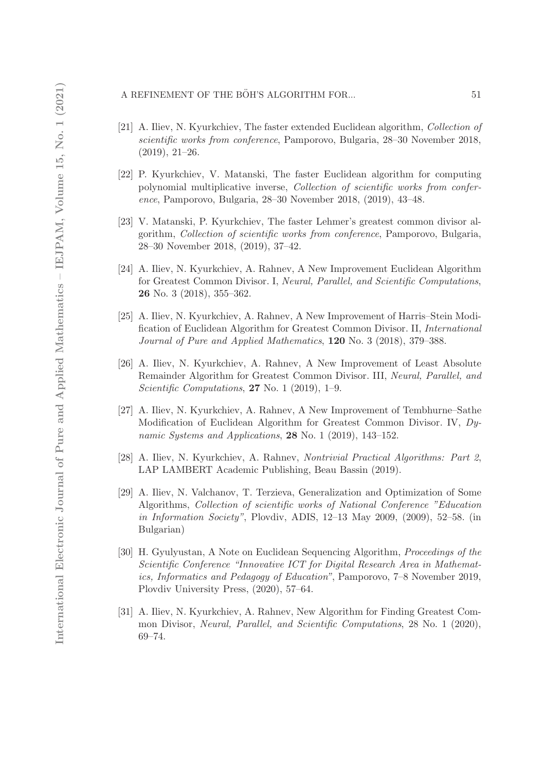[21] A. Iliev, N. Kyurkchiev, The faster extended Euclidean algorithm, *Collection of scientific works from conference*, Pamporovo, Bulgaria, 28–30 November 2018, (2019), 21–26.

[22] P. Kyurkchiev, V. Matanski, The faster Euclidean algorithm for computing polynomial multiplicative inverse, *Collection of scientific works from conference*, Pamporovo, Bulgaria, 28–30 November 2018, (2019), 43–48.

[23] V. Matanski, P. Kyurkchiev, The faster Lehmer's greatest common divisor algorithm, *Collection of scientific works from conference*, Pamporovo, Bulgaria, 28–30 November 2018, (2019), 37–42.

[24] A. Iliev, N. Kyurkchiev, A. Rahnev, A New Improvement Euclidean Algorithm for Greatest Common Divisor. I, *Neural, Parallel, and Scientific Computations*, **26** No. 3 (2018), 355–362.

[25] A. Iliev, N. Kyurkchiev, A. Rahnev, A New Improvement of Harris–Stein Modification of Euclidean Algorithm for Greatest Common Divisor. II, *International Journal of Pure and Applied Mathematics*, **120** No. 3 (2018), 379–388.

[26] A. Iliev, N. Kyurkchiev, A. Rahnev, A New Improvement of Least Absolute Remainder Algorithm for Greatest Common Divisor. III, *Neural, Parallel, and Scientific Computations*, **27** No. 1 (2019), 1–9.

[27] A. Iliev, N. Kyurkchiev, A. Rahnev, A New Improvement of Tembhurne–Sathe Modification of Euclidean Algorithm for Greatest Common Divisor. IV, *Dynamic Systems and Applications*, **28** No. 1 (2019), 143–152.

[28] A. Iliev, N. Kyurkchiev, A. Rahnev, *Nontrivial Practical Algorithms: Part 2*, LAP LAMBERT Academic Publishing, Beau Bassin (2019).

[29] A. Iliev, N. Valchanov, T. Terzieva, Generalization and Optimization of Some Algorithms, *Collection of scientific works of National Conference "Education in Information Society"*, Plovdiv, ADIS, 12–13 May 2009, (2009), 52–58. (in Bulgarian)

[30] H. Gyulyustan, A Note on Euclidean Sequencing Algorithm, *Proceedings of the Scientific Conference "Innovative ICT for Digital Research Area in Mathematics, Informatics and Pedagogy of Education"*, Pamporovo, 7–8 November 2019, Plovdiv University Press, (2020), 57–64.

[31] A. Iliev, N. Kyurkchiev, A. Rahnev, New Algorithm for Finding Greatest Common Divisor, *Neural, Parallel, and Scientific Computations*, 28 No. 1 (2020), 69–74.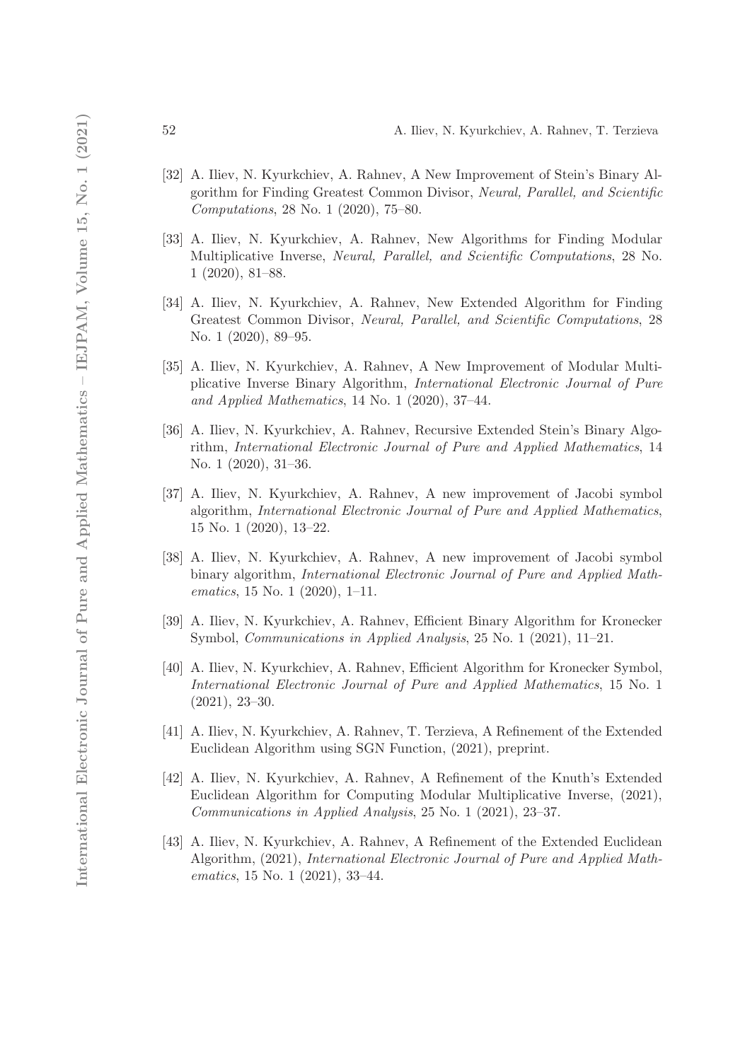[32] A. Iliev, N. Kyurkchiev, A. Rahnev, A New Improvement of Stein's Binary Algorithm for Finding Greatest Common Divisor, *Neural, Parallel, and Scientific Computations*, 28 No. 1 (2020), 75–80.

[33] A. Iliev, N. Kyurkchiev, A. Rahnev, New Algorithms for Finding Modular Multiplicative Inverse, *Neural, Parallel, and Scientific Computations*, 28 No. 1 (2020), 81–88.

[34] A. Iliev, N. Kyurkchiev, A. Rahnev, New Extended Algorithm for Finding Greatest Common Divisor, *Neural, Parallel, and Scientific Computations*, 28 No. 1 (2020), 89–95.

[35] A. Iliev, N. Kyurkchiev, A. Rahnev, A New Improvement of Modular Multiplicative Inverse Binary Algorithm, *International Electronic Journal of Pure and Applied Mathematics*, 14 No. 1 (2020), 37–44.

[36] A. Iliev, N. Kyurkchiev, A. Rahnev, Recursive Extended Stein's Binary Algorithm, *International Electronic Journal of Pure and Applied Mathematics*, 14 No. 1 (2020), 31–36.

[37] A. Iliev, N. Kyurkchiev, A. Rahnev, A new improvement of Jacobi symbol algorithm, *International Electronic Journal of Pure and Applied Mathematics*, 15 No. 1 (2020), 13–22.

[38] A. Iliev, N. Kyurkchiev, A. Rahnev, A new improvement of Jacobi symbol binary algorithm, *International Electronic Journal of Pure and Applied Mathematics*, 15 No. 1 (2020), 1–11.

[39] A. Iliev, N. Kyurkchiev, A. Rahnev, Efficient Binary Algorithm for Kronecker Symbol, *Communications in Applied Analysis*, 25 No. 1 (2021), 11–21.

[40] A. Iliev, N. Kyurkchiev, A. Rahnev, Efficient Algorithm for Kronecker Symbol, *International Electronic Journal of Pure and Applied Mathematics*, 15 No. 1 (2021), 23–30.

[41] A. Iliev, N. Kyurkchiev, A. Rahnev, T. Terzieva, A Refinement of the Extended Euclidean Algorithm using SGN Function, (2021), preprint.

[42] A. Iliev, N. Kyurkchiev, A. Rahnev, A Refinement of the Knuth's Extended Euclidean Algorithm for Computing Modular Multiplicative Inverse, (2021), *Communications in Applied Analysis*, 25 No. 1 (2021), 23–37.

[43] A. Iliev, N. Kyurkchiev, A. Rahnev, A Refinement of the Extended Euclidean Algorithm, (2021), *International Electronic Journal of Pure and Applied Mathematics*, 15 No. 1 (2021), 33–44.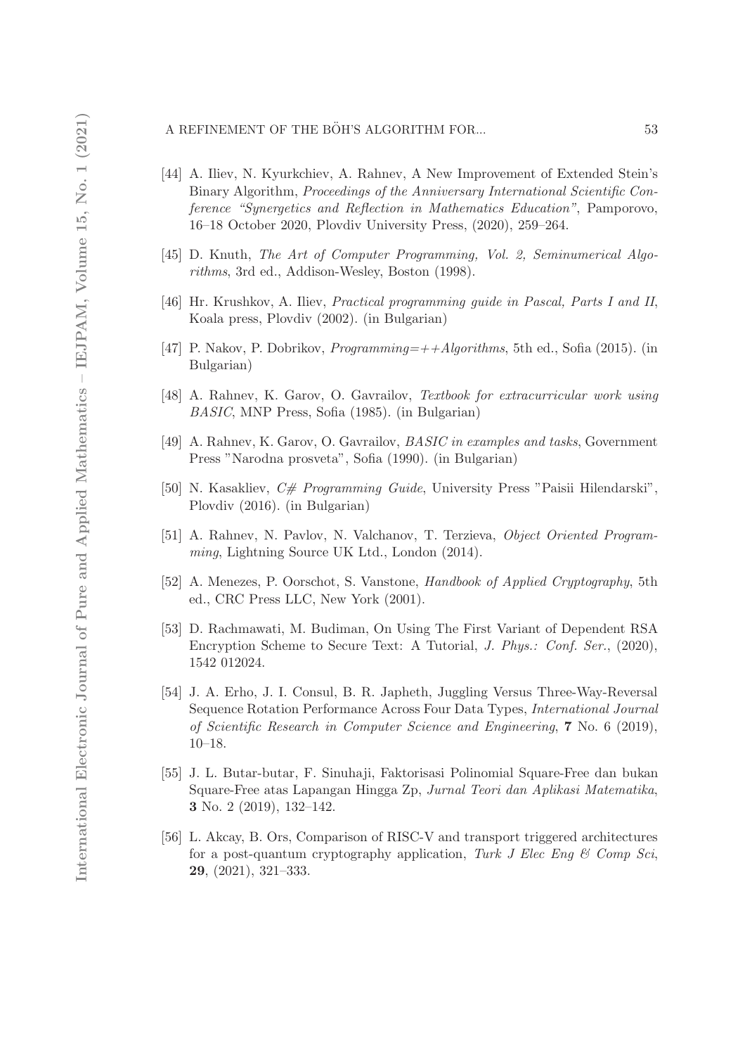[44] A. Iliev, N. Kyurkchiev, A. Rahnev, A New Improvement of Extended Stein's Binary Algorithm, *Proceedings of the Anniversary International Scientific Conference "Synergetics and Reflection in Mathematics Education"*, Pamporovo, 16–18 October 2020, Plovdiv University Press, (2020), 259–264.

[45] D. Knuth, *The Art of Computer Programming, Vol. 2, Seminumerical Algorithms*, 3rd ed., Addison-Wesley, Boston (1998).

[46] Hr. Krushkov, A. Iliev, *Practical programming guide in Pascal, Parts I and II*, Koala press, Plovdiv (2002). (in Bulgarian)

[47] P. Nakov, P. Dobrikov, *Programming=++Algorithms*, 5th ed., Sofia (2015). (in Bulgarian)

[48] A. Rahnev, K. Garov, O. Gavrailov, *Textbook for extracurricular work using BASIC*, MNP Press, Sofia (1985). (in Bulgarian)

[49] A. Rahnev, K. Garov, O. Gavrailov, *BASIC in examples and tasks*, Government Press "Narodna prosveta", Sofia (1990). (in Bulgarian)

[50] N. Kasakliev, *C# Programming Guide*, University Press "Paisii Hilendarski", Plovdiv (2016). (in Bulgarian)

[51] A. Rahnev, N. Pavlov, N. Valchanov, T. Terzieva, *Object Oriented Programming*, Lightning Source UK Ltd., London (2014).

[52] A. Menezes, P. Oorschot, S. Vanstone, *Handbook of Applied Cryptography*, 5th ed., CRC Press LLC, New York (2001).

[53] D. Rachmawati, M. Budiman, On Using The First Variant of Dependent RSA Encryption Scheme to Secure Text: A Tutorial, *J. Phys.: Conf. Ser.*, (2020), 1542 012024.

[54] J. A. Erho, J. I. Consul, B. R. Japheth, Juggling Versus Three-Way-Reversal Sequence Rotation Performance Across Four Data Types, *International Journal of Scientific Research in Computer Science and Engineering*, **7** No. 6 (2019), 10–18.

[55] J. L. Butar-butar, F. Sinuhaji, Faktorisasi Polinomial Square-Free dan bukan Square-Free atas Lapangan Hingga Zp, *Jurnal Teori dan Aplikasi Matematika*, **3** No. 2 (2019), 132–142.

[56] L. Akcay, B. Ors, Comparison of RISC-V and transport triggered architectures for a post-quantum cryptography application, *Turk J Elec Eng & Comp Sci*, **29**, (2021), 321–333.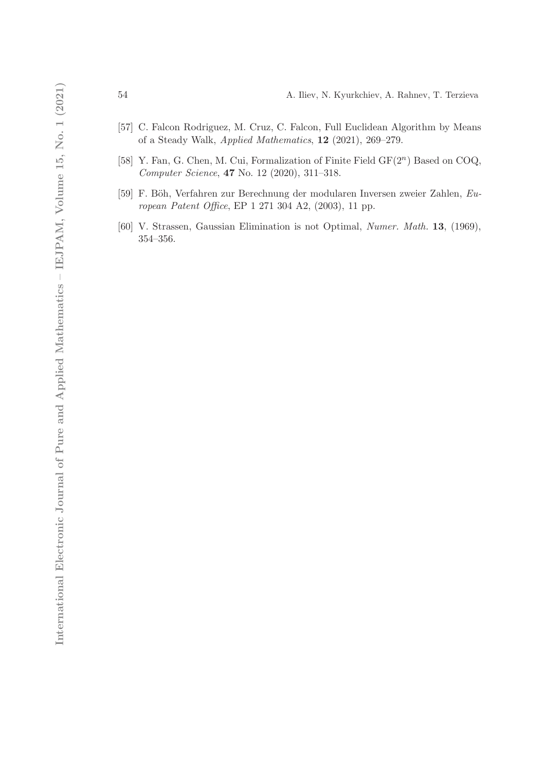[57] C. Falcon Rodriguez, M. Cruz, C. Falcon, Full Euclidean Algorithm by Means of a Steady Walk, *Applied Mathematics*, **12** (2021), 269–279.

[58] Y. Fan, G. Chen, M. Cui, Formalization of Finite Field GF($2^n$) Based on COQ, *Computer Science*, **47** No. 12 (2020), 311–318.

[59] F. Böh, Verfahren zur Berechnung der modularen Inversen zweier Zahlen, *European Patent Office*, EP 1 271 304 A2, (2003), 11 pp.

[60] V. Strassen, Gaussian Elimination is not Optimal, *Numer. Math.* **13**, (1969), 354–356.